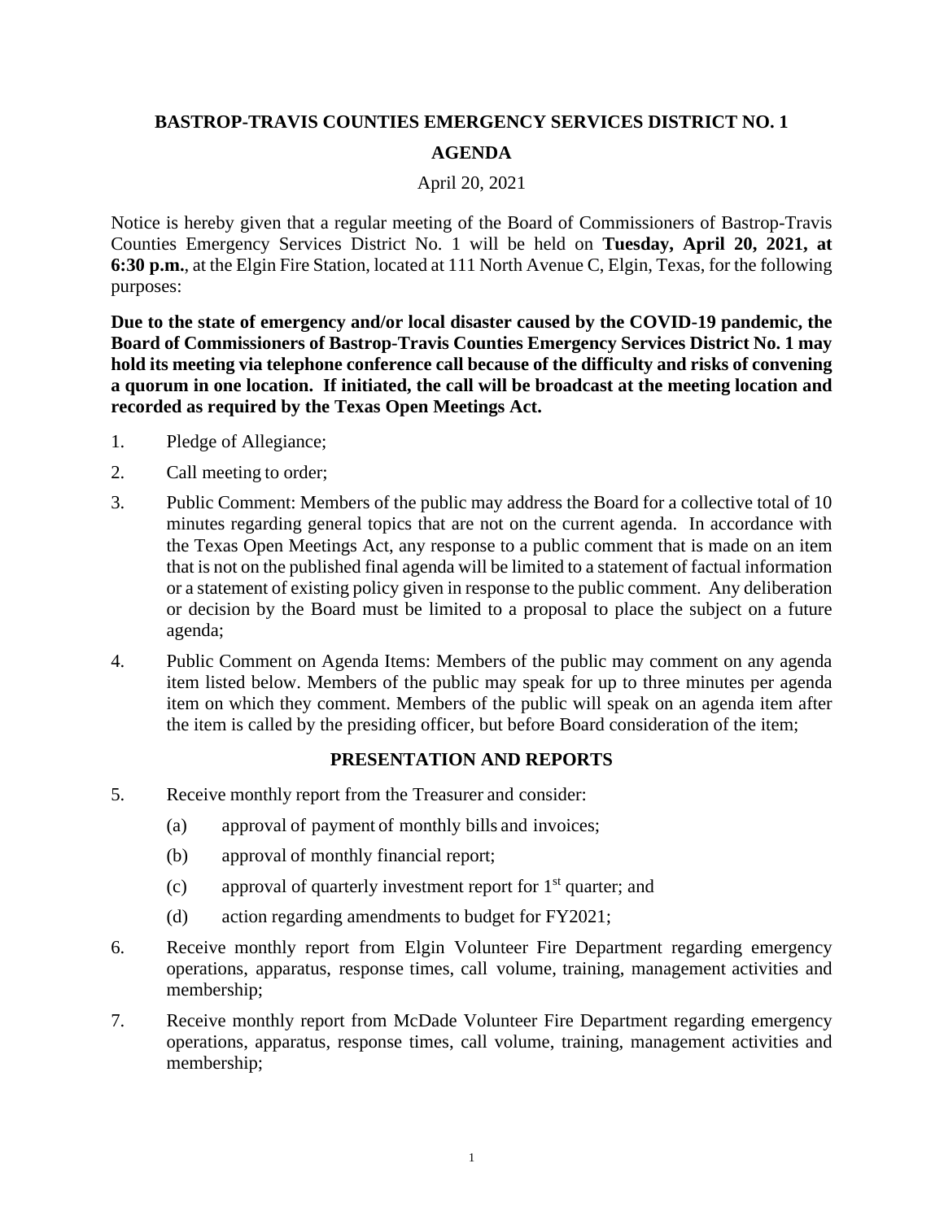**BASTROP-TRAVIS COUNTIES EMERGENCY SERVICES DISTRICT NO. 1**

**AGENDA**

April 20, 2021

Notice is hereby given that a regular meeting of the Board of Commissioners of Bastrop-Travis Counties Emergency Services District No. 1 will be held on **Tuesday, April 20, 2021, at 6:30 p.m.**, at the Elgin Fire Station, located at 111 North Avenue C, Elgin, Texas, for the following purposes:

**Due to the state of emergency and/or local disaster caused by the COVID-19 pandemic, the Board of Commissioners of Bastrop-Travis Counties Emergency Services District No. 1 may hold its meeting via telephone conference call because of the difficulty and risks of convening a quorum in one location. If initiated, the call will be broadcast at the meeting location and recorded as required by the Texas Open Meetings Act.**

1. Pledge of Allegiance;
2. Call meeting to order;
3. Public Comment: Members of the public may address the Board for a collective total of 10 minutes regarding general topics that are not on the current agenda. In accordance with the Texas Open Meetings Act, any response to a public comment that is made on an item that is not on the published final agenda will be limited to a statement of factual information or a statement of existing policy given in response to the public comment. Any deliberation or decision by the Board must be limited to a proposal to place the subject on a future agenda;
4. Public Comment on Agenda Items: Members of the public may comment on any agenda item listed below. Members of the public may speak for up to three minutes per agenda item on which they comment. Members of the public will speak on an agenda item after the item is called by the presiding officer, but before Board consideration of the item;

**PRESENTATION AND REPORTS**

5. Receive monthly report from the Treasurer and consider:
   (a) approval of payment of monthly bills and invoices;
   (b) approval of monthly financial report;
   (c) approval of quarterly investment report for 1st quarter; and
   (d) action regarding amendments to budget for FY2021;
6. Receive monthly report from Elgin Volunteer Fire Department regarding emergency operations, apparatus, response times, call volume, training, management activities and membership;
7. Receive monthly report from McDade Volunteer Fire Department regarding emergency operations, apparatus, response times, call volume, training, management activities and membership;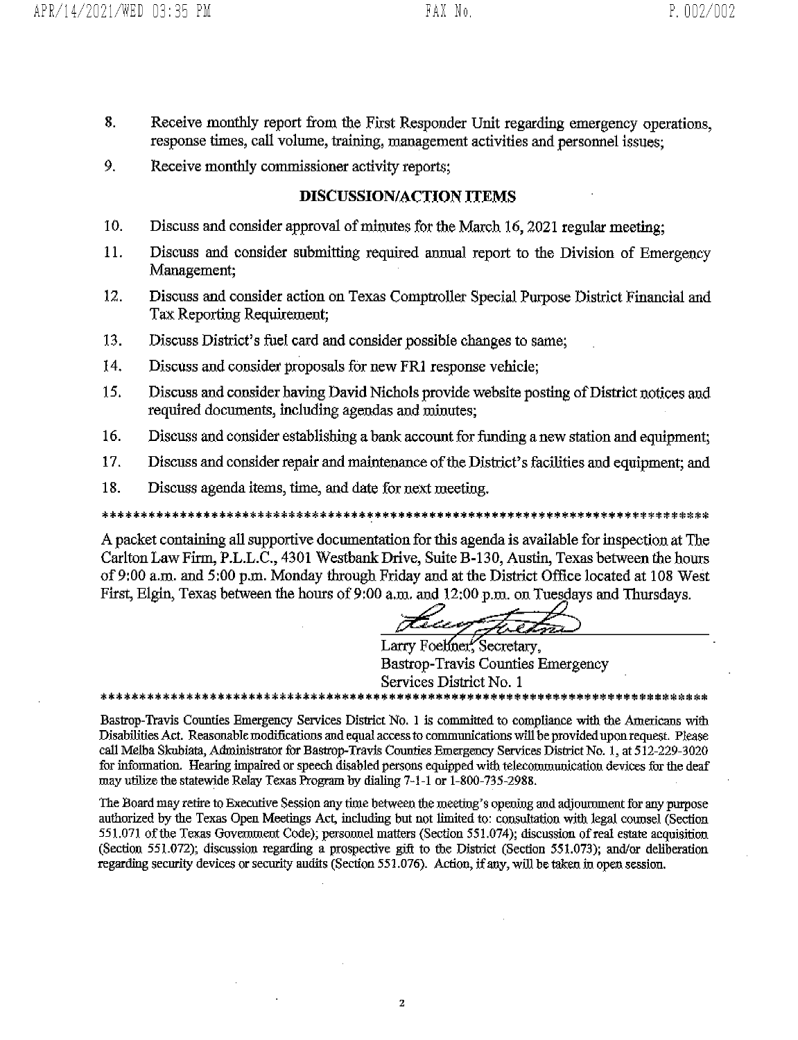8. Receive monthly report from the First Responder Unit regarding emergency operations, response times, call volume, training, management activities and personnel issues;

9. Receive monthly commissioner activity reports;

**DISCUSSION/ACTION ITEMS**

10. Discuss and consider approval of minutes for the March 16, 2021 regular meeting;

11. Discuss and consider submitting required annual report to the Division of Emergency Management;

12. Discuss and consider action on Texas Comptroller Special Purpose District Financial and Tax Reporting Requirement;

13. Discuss District's fuel card and consider possible changes to same;

14. Discuss and consider proposals for new FR1 response vehicle;

15. Discuss and consider having David Nichols provide website posting of District notices and required documents, including agendas and minutes;

16. Discuss and consider establishing a bank account for funding a new station and equipment;

17. Discuss and consider repair and maintenance of the District's facilities and equipment; and

18. Discuss agenda items, time, and date for next meeting.

*******************************************************************************

A packet containing all supportive documentation for this agenda is available for inspection at The Carlton Law Firm, P.L.L.C., 4301 Westbank Drive, Suite B-130, Austin, Texas between the hours of 9:00 a.m. and 5:00 p.m. Monday through Friday and at the District Office located at 108 West First, Elgin, Texas between the hours of 9:00 a.m. and 12:00 p.m. on Tuesdays and Thursdays.

Larry Foellner, Secretary,
Bastrop-Travis Counties Emergency
Services District No. 1

*******************************************************************************

Bastrop-Travis Counties Emergency Services District No. 1 is committed to compliance with the Americans with Disabilities Act. Reasonable modifications and equal access to communications will be provided upon request. Please call Melba Skubiata, Administrator for Bastrop-Travis Counties Emergency Services District No. 1, at 512-229-3020 for information. Hearing impaired or speech disabled persons equipped with telecommunication devices for the deaf may utilize the statewide Relay Texas Program by dialing 7-1-1 or 1-800-735-2988.

The Board may retire to Executive Session any time between the meeting's opening and adjournment for any purpose authorized by the Texas Open Meetings Act, including but not limited to: consultation with legal counsel (Section 551.071 of the Texas Government Code); personnel matters (Section 551.074); discussion of real estate acquisition (Section 551.072); discussion regarding a prospective gift to the District (Section 551.073); and/or deliberation regarding security devices or security audits (Section 551.076). Action, if any, will be taken in open session.